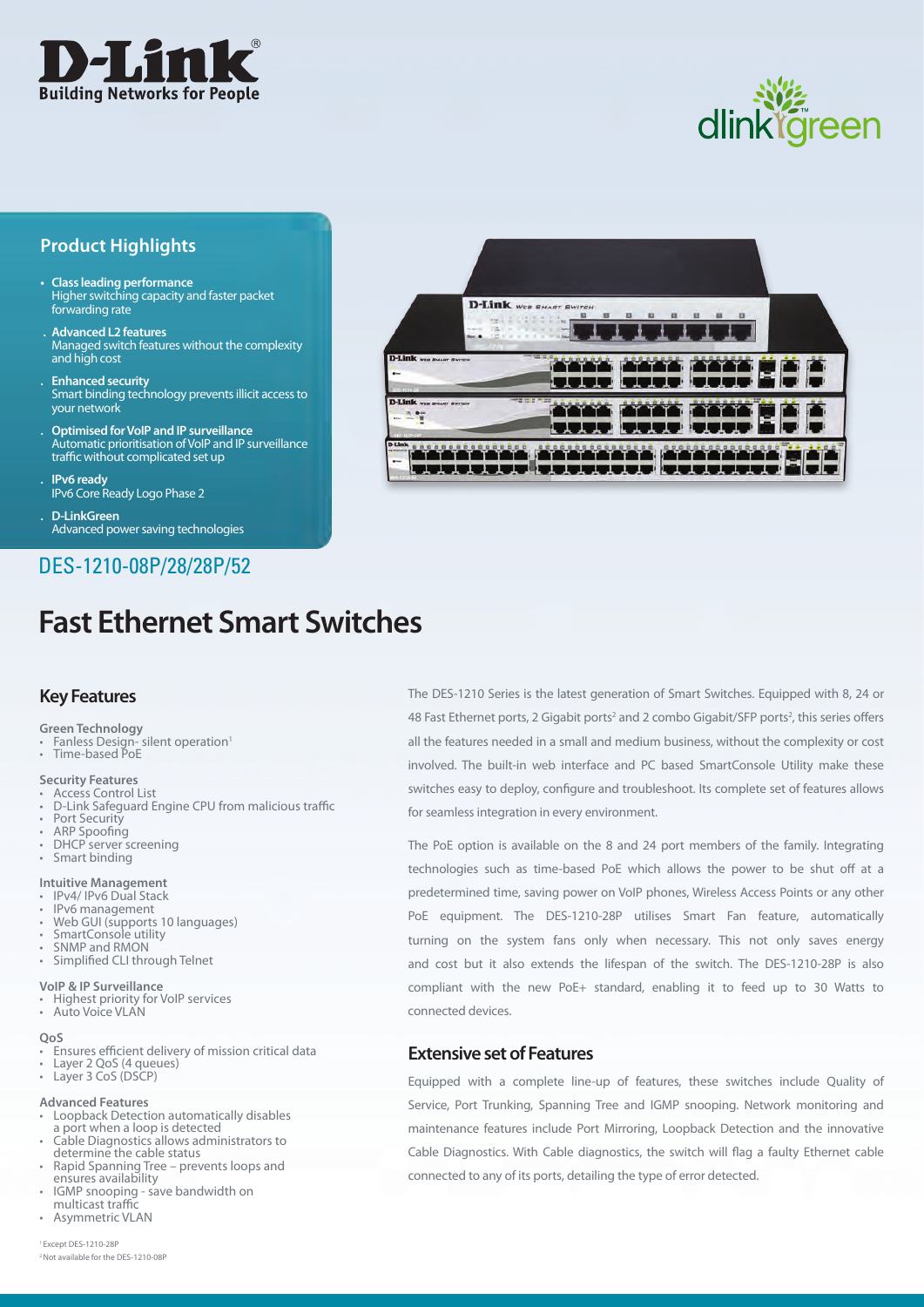D-Link
Building Networks for People

dlink green

## Product Highlights

- **Class leading performance**
  Higher switching capacity and faster packet forwarding rate
- **Advanced L2 features**
  Managed switch features without the complexity and high cost
- **Enhanced security**
  Smart binding technology prevents illicit access to your network
- **Optimised for VoIP and IP surveillance**
  Automatic prioritisation of VoIP and IP surveillance traffic without complicated set up
- **IPv6 ready**
  IPv6 Core Ready Logo Phase 2
- **D-LinkGreen**
  Advanced power saving technologies

DES-1210-08P/28/28P/52

# Fast Ethernet Smart Switches

## Key Features

**Green Technology**
- Fanless Design- silent operation[1]
- Time-based PoE

**Security Features**
- Access Control List
- D-Link Safeguard Engine CPU from malicious traffic
- Port Security
- ARP Spoofing
- DHCP server screening
- Smart binding

**Intuitive Management**
- IPv4/ IPv6 Dual Stack
- IPv6 management
- Web GUI (supports 10 languages)
- SmartConsole utility
- SNMP and RMON
- Simplified CLI through Telnet

**VoIP & IP Surveillance**
- Highest priority for VoIP services
- Auto Voice VLAN

**QoS**
- Ensures efficient delivery of mission critical data
- Layer 2 QoS (4 queues)
- Layer 3 CoS (DSCP)

**Advanced Features**
- Loopback Detection automatically disables a port when a loop is detected
- Cable Diagnostics allows administrators to determine the cable status
- Rapid Spanning Tree – prevents loops and ensures availability
- IGMP snooping - save bandwidth on multicast traffic
- Asymmetric VLAN

[1] Except DES-1210-28P
[2] Not available for the DES-1210-08P

The DES-1210 Series is the latest generation of Smart Switches. Equipped with 8, 24 or 48 Fast Ethernet ports, 2 Gigabit ports[2] and 2 combo Gigabit/SFP ports[2], this series offers all the features needed in a small and medium business, without the complexity or cost involved. The built-in web interface and PC based SmartConsole Utility make these switches easy to deploy, configure and troubleshoot. Its complete set of features allows for seamless integration in every environment.

The PoE option is available on the 8 and 24 port members of the family. Integrating technologies such as time-based PoE which allows the power to be shut off at a predetermined time, saving power on VoIP phones, Wireless Access Points or any other PoE equipment. The DES-1210-28P utilises Smart Fan feature, automatically turning on the system fans only when necessary. This not only saves energy and cost but it also extends the lifespan of the switch. The DES-1210-28P is also compliant with the new PoE+ standard, enabling it to feed up to 30 Watts to connected devices.

## Extensive set of Features

Equipped with a complete line-up of features, these switches include Quality of Service, Port Trunking, Spanning Tree and IGMP snooping. Network monitoring and maintenance features include Port Mirroring, Loopback Detection and the innovative Cable Diagnostics. With Cable diagnostics, the switch will flag a faulty Ethernet cable connected to any of its ports, detailing the type of error detected.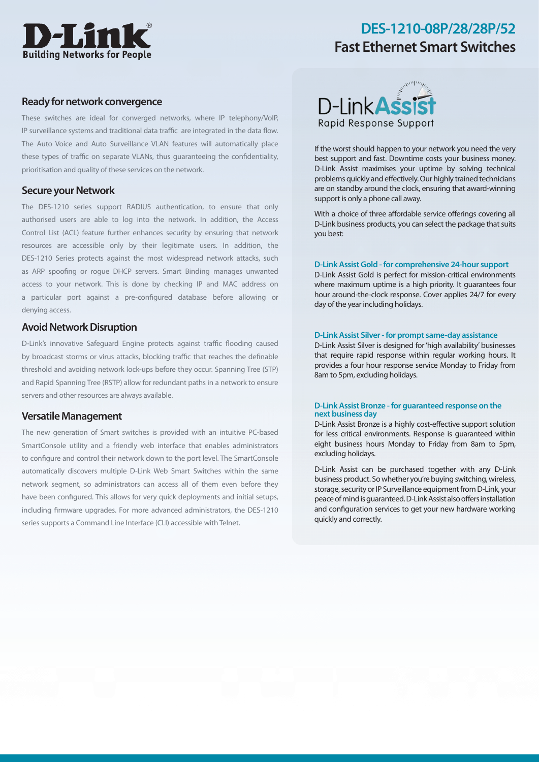# DES-1210-08P/28/28P/52
## Fast Ethernet Smart Switches

### Ready for network convergence

These switches are ideal for converged networks, where IP telephony/VoIP, IP surveillance systems and traditional data traffic are integrated in the data flow. The Auto Voice and Auto Surveillance VLAN features will automatically place these types of traffic on separate VLANs, thus guaranteeing the confidentiality, prioritisation and quality of these services on the network.

### Secure your Network

The DES-1210 series support RADIUS authentication, to ensure that only authorised users are able to log into the network. In addition, the Access Control List (ACL) feature further enhances security by ensuring that network resources are accessible only by their legitimate users. In addition, the DES-1210 Series protects against the most widespread network attacks, such as ARP spoofing or rogue DHCP servers. Smart Binding manages unwanted access to your network. This is done by checking IP and MAC address on a particular port against a pre-configured database before allowing or denying access.

### Avoid Network Disruption

D-Link's innovative Safeguard Engine protects against traffic flooding caused by broadcast storms or virus attacks, blocking traffic that reaches the definable threshold and avoiding network lock-ups before they occur. Spanning Tree (STP) and Rapid Spanning Tree (RSTP) allow for redundant paths in a network to ensure servers and other resources are always available.

### Versatile Management

The new generation of Smart switches is provided with an intuitive PC-based SmartConsole utility and a friendly web interface that enables administrators to configure and control their network down to the port level. The SmartConsole automatically discovers multiple D-Link Web Smart Switches within the same network segment, so administrators can access all of them even before they have been configured. This allows for very quick deployments and initial setups, including firmware upgrades. For more advanced administrators, the DES-1210 series supports a Command Line Interface (CLI) accessible with Telnet.

### D-Link Assist
Rapid Response Support

If the worst should happen to your network you need the very best support and fast. Downtime costs your business money. D-Link Assist maximises your uptime by solving technical problems quickly and effectively. Our highly trained technicians are on standby around the clock, ensuring that award-winning support is only a phone call away.

With a choice of three affordable service offerings covering all D-Link business products, you can select the package that suits you best:

**D-Link Assist Gold - for comprehensive 24-hour support**

D-Link Assist Gold is perfect for mission-critical environments where maximum uptime is a high priority. It guarantees four hour around-the-clock response. Cover applies 24/7 for every day of the year including holidays.

**D-Link Assist Silver - for prompt same-day assistance**

D-Link Assist Silver is designed for 'high availability' businesses that require rapid response within regular working hours. It provides a four hour response service Monday to Friday from 8am to 5pm, excluding holidays.

**D-Link Assist Bronze - for guaranteed response on the next business day**

D-Link Assist Bronze is a highly cost-effective support solution for less critical environments. Response is guaranteed within eight business hours Monday to Friday from 8am to 5pm, excluding holidays.

D-Link Assist can be purchased together with any D-Link business product. So whether you're buying switching, wireless, storage, security or IP Surveillance equipment from D-Link, your peace of mind is guaranteed. D-Link Assist also offers installation and configuration services to get your new hardware working quickly and correctly.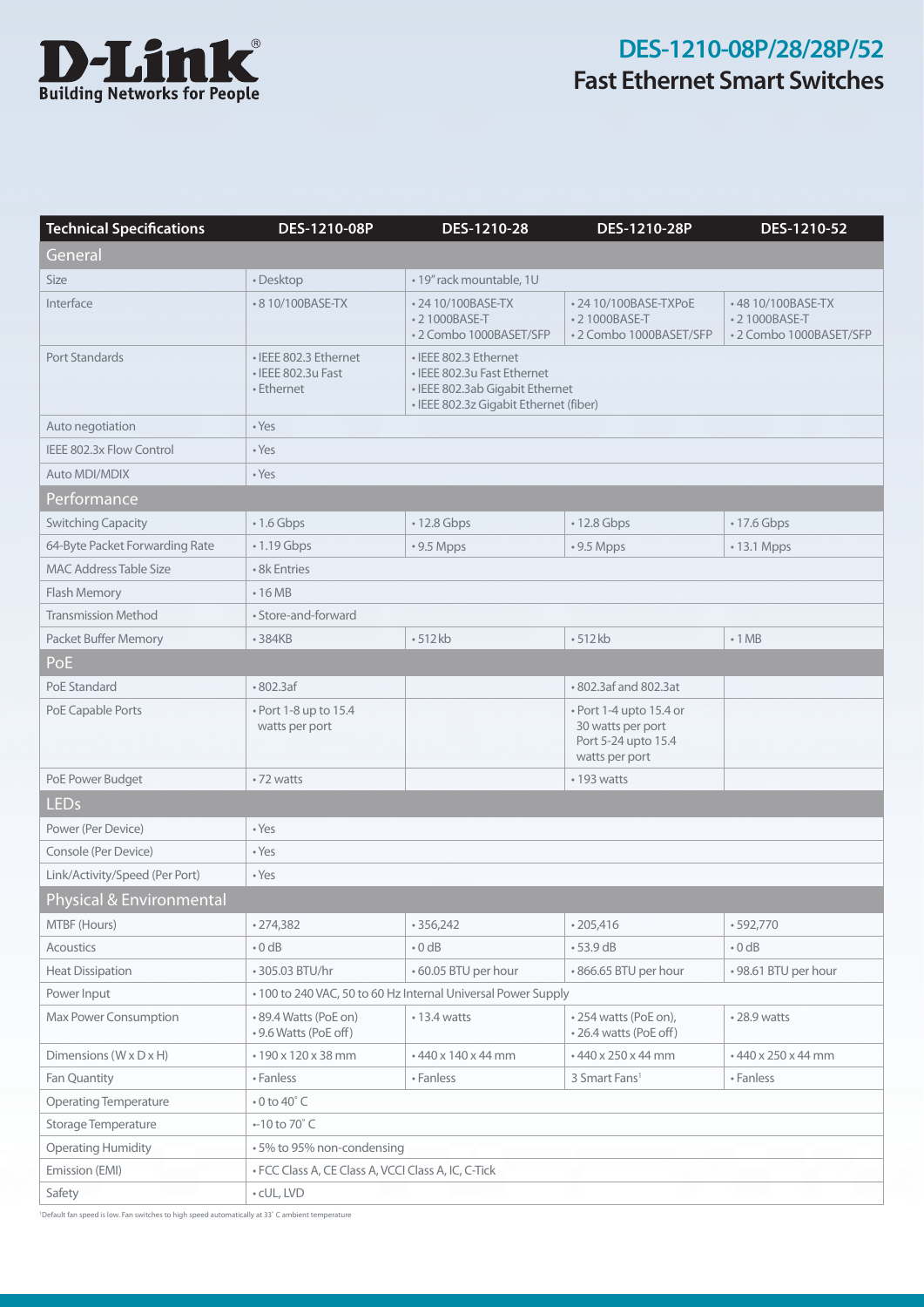# DES-1210-08P/28/28P/52

## Fast Ethernet Smart Switches

| Technical Specifications | DES-1210-08P | DES-1210-28 | DES-1210-28P | DES-1210-52 |
|---|---|---|---|---|
| **General** | | | | |
| Size | • Desktop | • 19" rack mountable, 1U | | |
| Interface | • 8 10/100BASE-TX | • 24 10/100BASE-TX<br>• 2 1000BASE-T<br>• 2 Combo 1000BASET/SFP | • 24 10/100BASE-TXPoE<br>• 2 1000BASE-T<br>• 2 Combo 1000BASET/SFP | • 48 10/100BASE-TX<br>• 2 1000BASE-T<br>• 2 Combo 1000BASET/SFP |
| Port Standards | • IEEE 802.3 Ethernet<br>• IEEE 802.3u Fast<br>• Ethernet | • IEEE 802.3 Ethernet<br>• IEEE 802.3u Fast Ethernet<br>• IEEE 802.3ab Gigabit Ethernet<br>• IEEE 802.3z Gigabit Ethernet (fiber) | | |
| Auto negotiation | • Yes | | | |
| IEEE 802.3x Flow Control | • Yes | | | |
| Auto MDI/MDIX | • Yes | | | |
| **Performance** | | | | |
| Switching Capacity | • 1.6 Gbps | • 12.8 Gbps | • 12.8 Gbps | • 17.6 Gbps |
| 64-Byte Packet Forwarding Rate | • 1.19 Gbps | • 9.5 Mpps | • 9.5 Mpps | • 13.1 Mpps |
| MAC Address Table Size | • 8k Entries | | | |
| Flash Memory | • 16 MB | | | |
| Transmission Method | • Store-and-forward | | | |
| Packet Buffer Memory | • 384KB | • 512 kb | • 512 kb | • 1 MB |
| **PoE** | | | | |
| PoE Standard | • 802.3af | | • 802.3af and 802.3at | |
| PoE Capable Ports | • Port 1-8 up to 15.4 watts per port | | • Port 1-4 upto 15.4 or 30 watts per port Port 5-24 upto 15.4 watts per port | |
| PoE Power Budget | • 72 watts | | • 193 watts | |
| **LEDs** | | | | |
| Power (Per Device) | • Yes | | | |
| Console (Per Device) | • Yes | | | |
| Link/Activity/Speed (Per Port) | • Yes | | | |
| **Physical & Environmental** | | | | |
| MTBF (Hours) | • 274,382 | • 356,242 | • 205,416 | • 592,770 |
| Acoustics | • 0 dB | • 0 dB | • 53.9 dB | • 0 dB |
| Heat Dissipation | • 305.03 BTU/hr | • 60.05 BTU per hour | • 866.65 BTU per hour | • 98.61 BTU per hour |
| Power Input | • 100 to 240 VAC, 50 to 60 Hz Internal Universal Power Supply | | | |
| Max Power Consumption | • 89.4 Watts (PoE on)<br>• 9.6 Watts (PoE off) | • 13.4 watts | • 254 watts (PoE on),<br>• 26.4 watts (PoE off) | • 28.9 watts |
| Dimensions (W x D x H) | • 190 x 120 x 38 mm | • 440 x 140 x 44 mm | • 440 x 250 x 44 mm | • 440 x 250 x 44 mm |
| Fan Quantity | • Fanless | • Fanless | 3 Smart Fans[1] | • Fanless |
| Operating Temperature | • 0 to 40˚ C | | | |
| Storage Temperature | • -10 to 70˚ C | | | |
| Operating Humidity | • 5% to 95% non-condensing | | | |
| Emission (EMI) | • FCC Class A, CE Class A, VCCI Class A, IC, C-Tick | | | |
| Safety | • cUL, LVD | | | |

[1]Default fan speed is low. Fan switches to high speed automatically at 33˚ C ambient temperature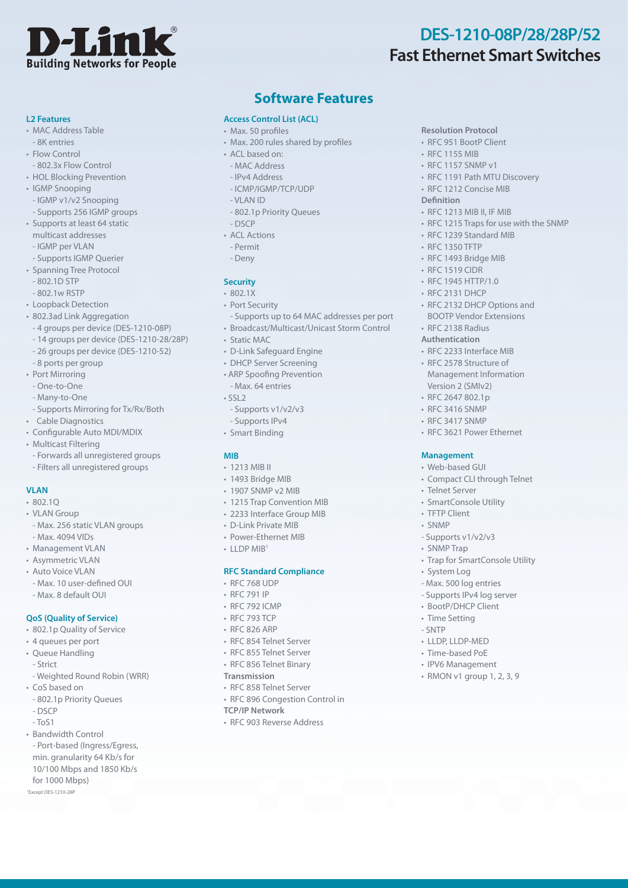# DES-1210-08P/28/28P/52
# Fast Ethernet Smart Switches

## Software Features

### L2 Features

- MAC Address Table
  - 8K entries
- Flow Control
  - 802.3x Flow Control
- HOL Blocking Prevention
- IGMP Snooping
  - IGMP v1/v2 Snooping
  - Supports 256 IGMP groups
- Supports at least 64 static multicast addresses
  - IGMP per VLAN
  - Supports IGMP Querier
- Spanning Tree Protocol
  - 802.1D STP
  - 802.1w RSTP
- Loopback Detection
- 802.3ad Link Aggregation
  - 4 groups per device (DES-1210-08P)
  - 14 groups per device (DES-1210-28/28P)
  - 26 groups per device (DES-1210-52)
  - 8 ports per group
- Port Mirroring
  - One-to-One
  - Many-to-One
  - Supports Mirroring for Tx/Rx/Both
- Cable Diagnostics
- Configurable Auto MDI/MDIX
- Multicast Filtering
  - Forwards all unregistered groups
  - Filters all unregistered groups

### VLAN

- 802.1Q
- VLAN Group
  - Max. 256 static VLAN groups
  - Max. 4094 VIDs
- Management VLAN
- Asymmetric VLAN
- Auto Voice VLAN
  - Max. 10 user-defined OUI
  - Max. 8 default OUI

### QoS (Quality of Service)

- 802.1p Quality of Service
- 4 queues per port
- Queue Handling
  - Strict
  - Weighted Round Robin (WRR)
- CoS based on
  - 802.1p Priority Queues
  - DSCP
  - ToS1
- Bandwidth Control
  - Port-based (Ingress/Egress, min. granularity 64 Kb/s for 10/100 Mbps and 1850 Kb/s for 1000 Mbps)

[1]Except DES-1210-28P

### Access Control List (ACL)

- Max. 50 profiles
- Max. 200 rules shared by profiles
- ACL based on:
  - MAC Address
  - IPv4 Address
  - ICMP/IGMP/TCP/UDP
  - VLAN ID
  - 802.1p Priority Queues
  - DSCP
- ACL Actions
  - Permit
  - Deny

### Security

- 802.1X
- Port Security
  - Supports up to 64 MAC addresses per port
- Broadcast/Multicast/Unicast Storm Control
- Static MAC
- D-Link Safeguard Engine
- DHCP Server Screening
- ARP Spoofing Prevention
  - Max. 64 entries
- SSL2
  - Supports v1/v2/v3
  - Supports IPv4
- Smart Binding

### MIB

- 1213 MIB II
- 1493 Bridge MIB
- 1907 SNMP v2 MIB
- 1215 Trap Convention MIB
- 2233 Interface Group MIB
- D-Link Private MIB
- Power-Ethernet MIB
- LLDP MIB[1]

### RFC Standard Compliance

- RFC 768 UDP
- RFC 791 IP
- RFC 792 ICMP
- RFC 793 TCP
- RFC 826 ARP
- RFC 854 Telnet Server
- RFC 855 Telnet Server
- RFC 856 Telnet Binary Transmission
- RFC 858 Telnet Server
- RFC 896 Congestion Control in TCP/IP Network
- RFC 903 Reverse Address Resolution Protocol
- RFC 951 BootP Client
- RFC 1155 MIB
- RFC 1157 SNMP v1
- RFC 1191 Path MTU Discovery
- RFC 1212 Concise MIB Definition
- RFC 1213 MIB II, IF MIB
- RFC 1215 Traps for use with the SNMP
- RFC 1239 Standard MIB
- RFC 1350 TFTP
- RFC 1493 Bridge MIB
- RFC 1519 CIDR
- RFC 1945 HTTP/1.0
- RFC 2131 DHCP
- RFC 2132 DHCP Options and BOOTP Vendor Extensions
- RFC 2138 Radius Authentication
- RFC 2233 Interface MIB
- RFC 2578 Structure of Management Information Version 2 (SMIv2)
- RFC 2647 802.1p
- RFC 3416 SNMP
- RFC 3417 SNMP
- RFC 3621 Power Ethernet

### Management

- Web-based GUI
- Compact CLI through Telnet
- Telnet Server
- SmartConsole Utility
- TFTP Client
- SNMP
  - Supports v1/v2/v3
- SNMP Trap
- Trap for SmartConsole Utility
- System Log
  - Max. 500 log entries
  - Supports IPv4 log server
- BootP/DHCP Client
- Time Setting
  - SNTP
- LLDP, LLDP-MED
- Time-based PoE
- IPV6 Management
- RMON v1 group 1, 2, 3, 9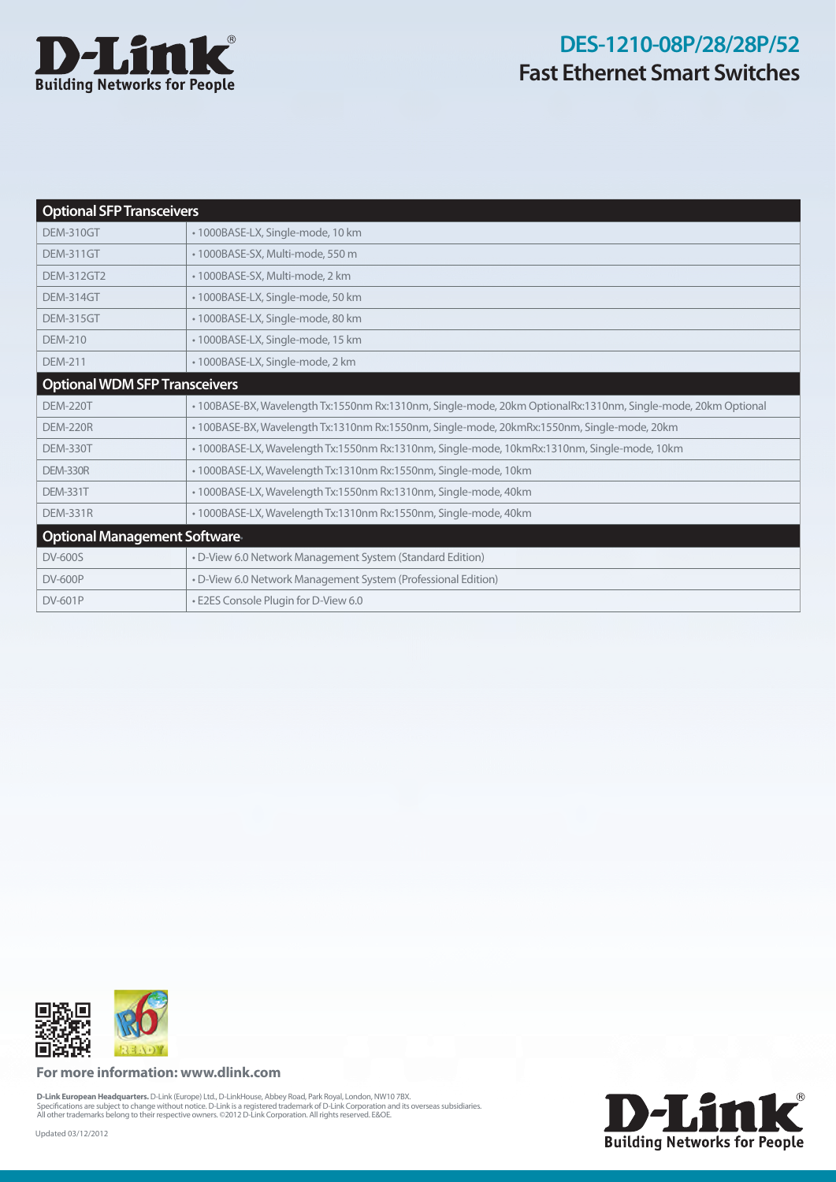# DES-1210-08P/28/28P/52
## Fast Ethernet Smart Switches

| Optional SFP Transceivers | |
|---|---|
| DEM-310GT | • 1000BASE-LX, Single-mode, 10 km |
| DEM-311GT | • 1000BASE-SX, Multi-mode, 550 m |
| DEM-312GT2 | • 1000BASE-SX, Multi-mode, 2 km |
| DEM-314GT | • 1000BASE-LX, Single-mode, 50 km |
| DEM-315GT | • 1000BASE-LX, Single-mode, 80 km |
| DEM-210 | • 1000BASE-LX, Single-mode, 15 km |
| DEM-211 | • 1000BASE-LX, Single-mode, 2 km |
| **Optional WDM SFP Transceivers** | |
| DEM-220T | • 100BASE-BX, Wavelength Tx:1550nm Rx:1310nm, Single-mode, 20km OptionalRx:1310nm, Single-mode, 20km Optional |
| DEM-220R | • 100BASE-BX, Wavelength Tx:1310nm Rx:1550nm, Single-mode, 20kmRx:1550nm, Single-mode, 20km |
| DEM-330T | • 1000BASE-LX, Wavelength Tx:1550nm Rx:1310nm, Single-mode, 10kmRx:1310nm, Single-mode, 10km |
| DEM-330R | • 1000BASE-LX, Wavelength Tx:1310nm Rx:1550nm, Single-mode, 10km |
| DEM-331T | • 1000BASE-LX, Wavelength Tx:1550nm Rx:1310nm, Single-mode, 40km |
| DEM-331R | • 1000BASE-LX, Wavelength Tx:1310nm Rx:1550nm, Single-mode, 40km |
| **Optional Management Software** | |
| DV-600S | • D-View 6.0 Network Management System (Standard Edition) |
| DV-600P | • D-View 6.0 Network Management System (Professional Edition) |
| DV-601P | • E2ES Console Plugin for D-View 6.0 |

**For more information: www.dlink.com**

**D-Link European Headquarters.** D-Link (Europe) Ltd., D-LinkHouse, Abbey Road, Park Royal, London, NW10 7BX.
Specifications are subject to change without notice. D-Link is a registered trademark of D-Link Corporation and its overseas subsidiaries.
All other trademarks belong to their respective owners. ©2012 D-Link Corporation. All rights reserved. E&OE.

Updated 03/12/2012